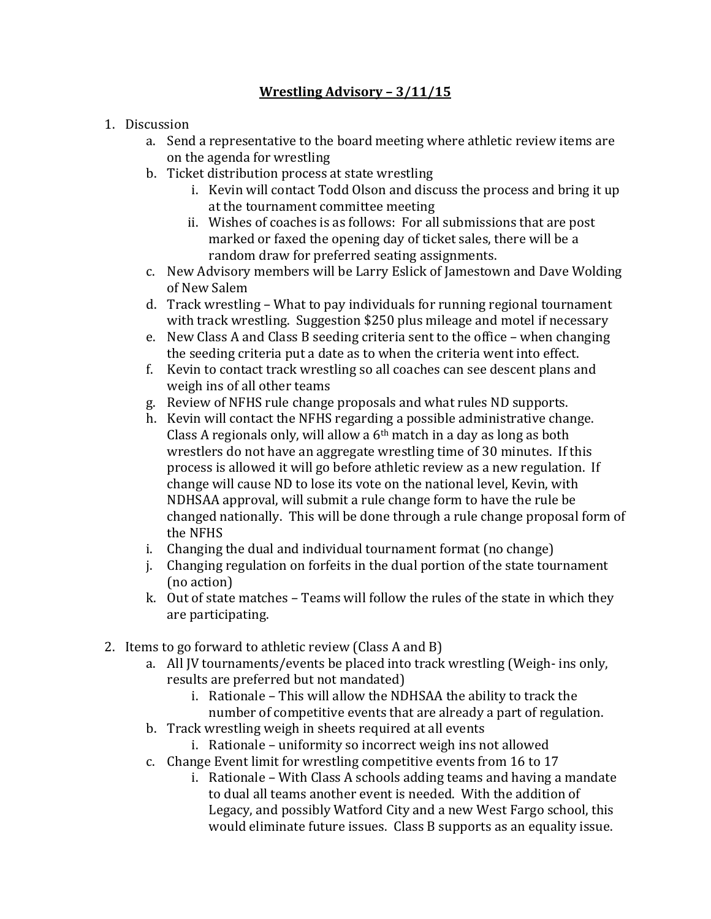# **Wrestling Advisory – 3/11/15**

1. Discussion
   a. Send a representative to the board meeting where athletic review items are on the agenda for wrestling
   b. Ticket distribution process at state wrestling
      i. Kevin will contact Todd Olson and discuss the process and bring it up at the tournament committee meeting
      ii. Wishes of coaches is as follows: For all submissions that are post marked or faxed the opening day of ticket sales, there will be a random draw for preferred seating assignments.
   c. New Advisory members will be Larry Eslick of Jamestown and Dave Wolding of New Salem
   d. Track wrestling – What to pay individuals for running regional tournament with track wrestling. Suggestion $250 plus mileage and motel if necessary
   e. New Class A and Class B seeding criteria sent to the office – when changing the seeding criteria put a date as to when the criteria went into effect.
   f. Kevin to contact track wrestling so all coaches can see descent plans and weigh ins of all other teams
   g. Review of NFHS rule change proposals and what rules ND supports.
   h. Kevin will contact the NFHS regarding a possible administrative change. Class A regionals only, will allow a 6th match in a day as long as both wrestlers do not have an aggregate wrestling time of 30 minutes. If this process is allowed it will go before athletic review as a new regulation. If change will cause ND to lose its vote on the national level, Kevin, with NDHSAA approval, will submit a rule change form to have the rule be changed nationally. This will be done through a rule change proposal form of the NFHS
   i. Changing the dual and individual tournament format (no change)
   j. Changing regulation on forfeits in the dual portion of the state tournament (no action)
   k. Out of state matches – Teams will follow the rules of the state in which they are participating.

2. Items to go forward to athletic review (Class A and B)
   a. All JV tournaments/events be placed into track wrestling (Weigh- ins only, results are preferred but not mandated)
      i. Rationale – This will allow the NDHSAA the ability to track the number of competitive events that are already a part of regulation.
   b. Track wrestling weigh in sheets required at all events
      i. Rationale – uniformity so incorrect weigh ins not allowed
   c. Change Event limit for wrestling competitive events from 16 to 17
      i. Rationale – With Class A schools adding teams and having a mandate to dual all teams another event is needed. With the addition of Legacy, and possibly Watford City and a new West Fargo school, this would eliminate future issues. Class B supports as an equality issue.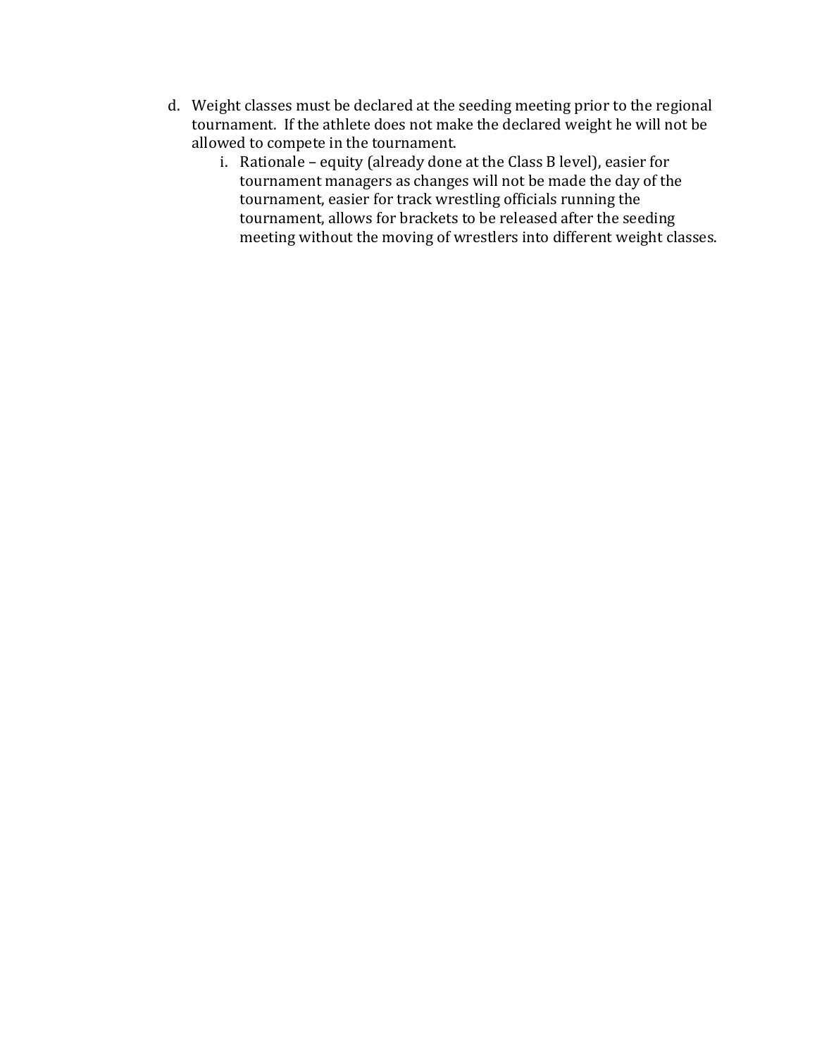d. Weight classes must be declared at the seeding meeting prior to the regional tournament. If the athlete does not make the declared weight he will not be allowed to compete in the tournament.

    i. Rationale – equity (already done at the Class B level), easier for tournament managers as changes will not be made the day of the tournament, easier for track wrestling officials running the tournament, allows for brackets to be released after the seeding meeting without the moving of wrestlers into different weight classes.